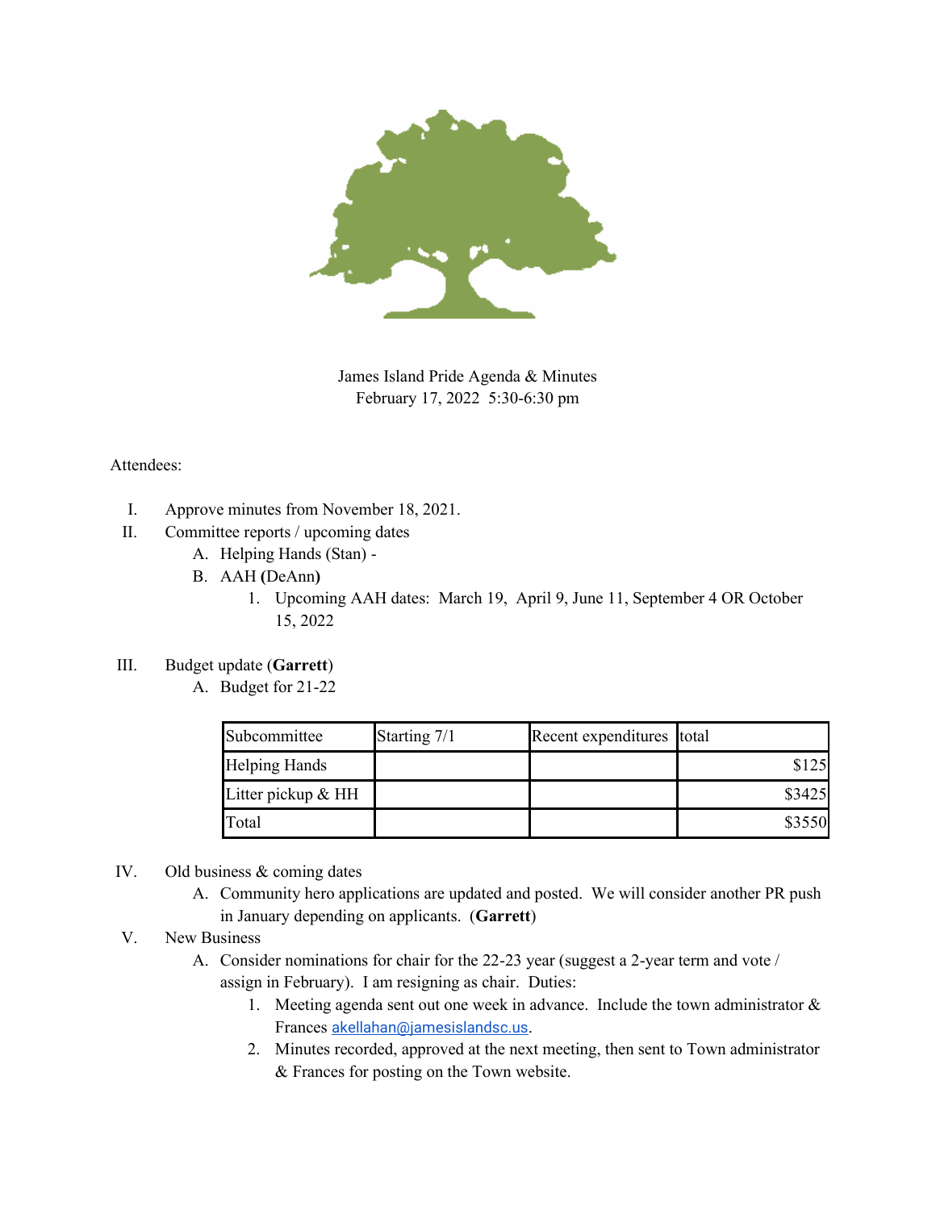James Island Pride Agenda & Minutes
February 17, 2022 5:30-6:30 pm

Attendees:

I. Approve minutes from November 18, 2021.

II. Committee reports / upcoming dates
   A. Helping Hands (Stan) -
   B. AAH **(**DeAnn**)**
      1. Upcoming AAH dates: March 19, April 9, June 11, September 4 OR October 15, 2022

III. Budget update (**Garrett**)
   A. Budget for 21-22

| Subcommittee | Starting 7/1 | Recent expenditures | total |
|---|---|---|---|
| Helping Hands | | | $125 |
| Litter pickup & HH | | | $3425 |
| Total | | | $3550 |

IV. Old business & coming dates
   A. Community hero applications are updated and posted. We will consider another PR push in January depending on applicants. (**Garrett**)

V. New Business
   A. Consider nominations for chair for the 22-23 year (suggest a 2-year term and vote / assign in February). I am resigning as chair. Duties:
      1. Meeting agenda sent out one week in advance. Include the town administrator & Frances akellahan@jamesislandsc.us.
      2. Minutes recorded, approved at the next meeting, then sent to Town administrator & Frances for posting on the Town website.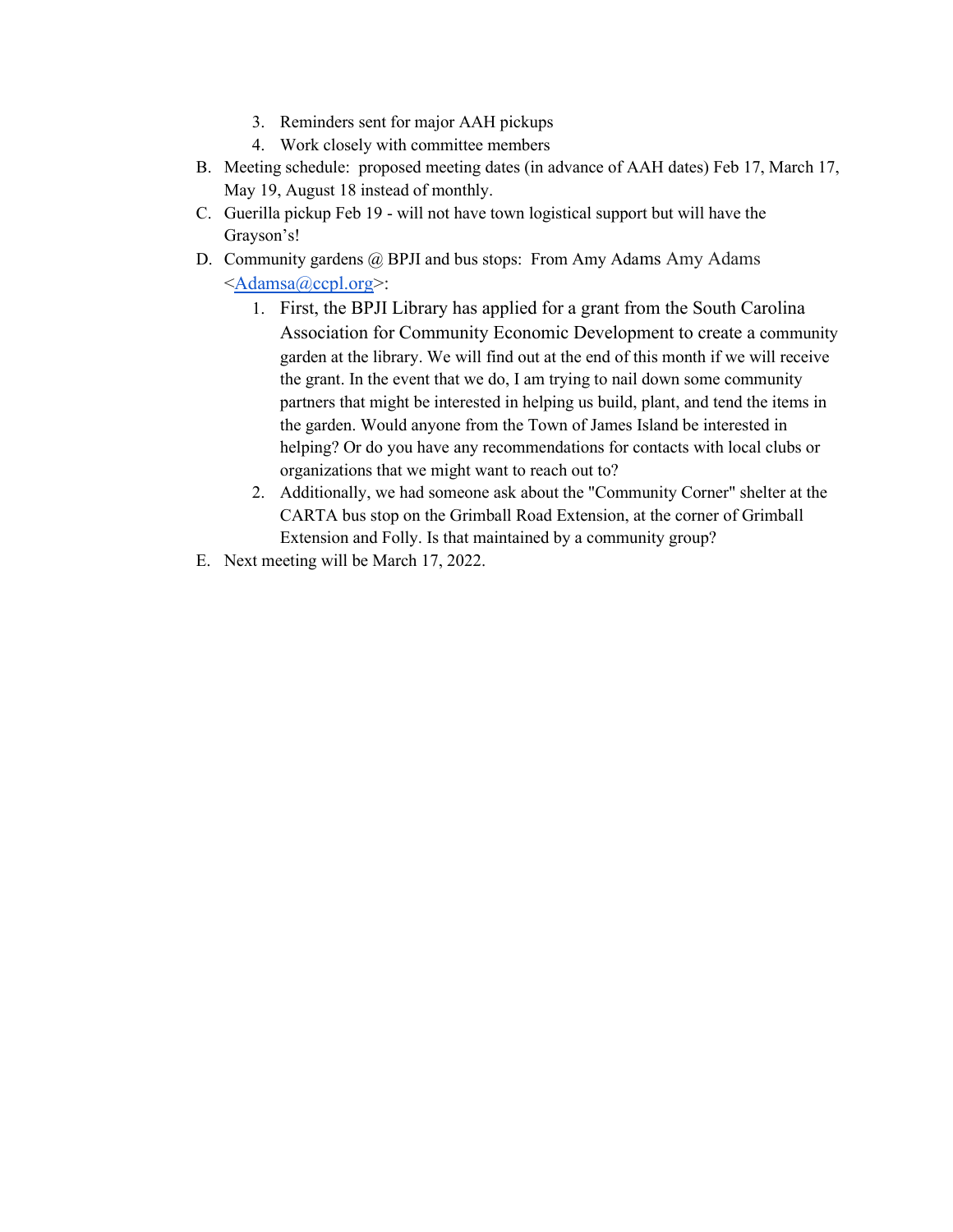3. Reminders sent for major AAH pickups
4. Work closely with committee members

B. Meeting schedule: proposed meeting dates (in advance of AAH dates) Feb 17, March 17, May 19, August 18 instead of monthly.

C. Guerilla pickup Feb 19 - will not have town logistical support but will have the Grayson's!

D. Community gardens @ BPJI and bus stops: From Amy Adams Amy Adams <[Adamsa@ccpl.org](mailto:Adamsa@ccpl.org)>:

   1. First, the BPJI Library has applied for a grant from the South Carolina Association for Community Economic Development to create a community garden at the library. We will find out at the end of this month if we will receive the grant. In the event that we do, I am trying to nail down some community partners that might be interested in helping us build, plant, and tend the items in the garden. Would anyone from the Town of James Island be interested in helping? Or do you have any recommendations for contacts with local clubs or organizations that we might want to reach out to?
   2. Additionally, we had someone ask about the "Community Corner" shelter at the CARTA bus stop on the Grimball Road Extension, at the corner of Grimball Extension and Folly. Is that maintained by a community group?

E. Next meeting will be March 17, 2022.